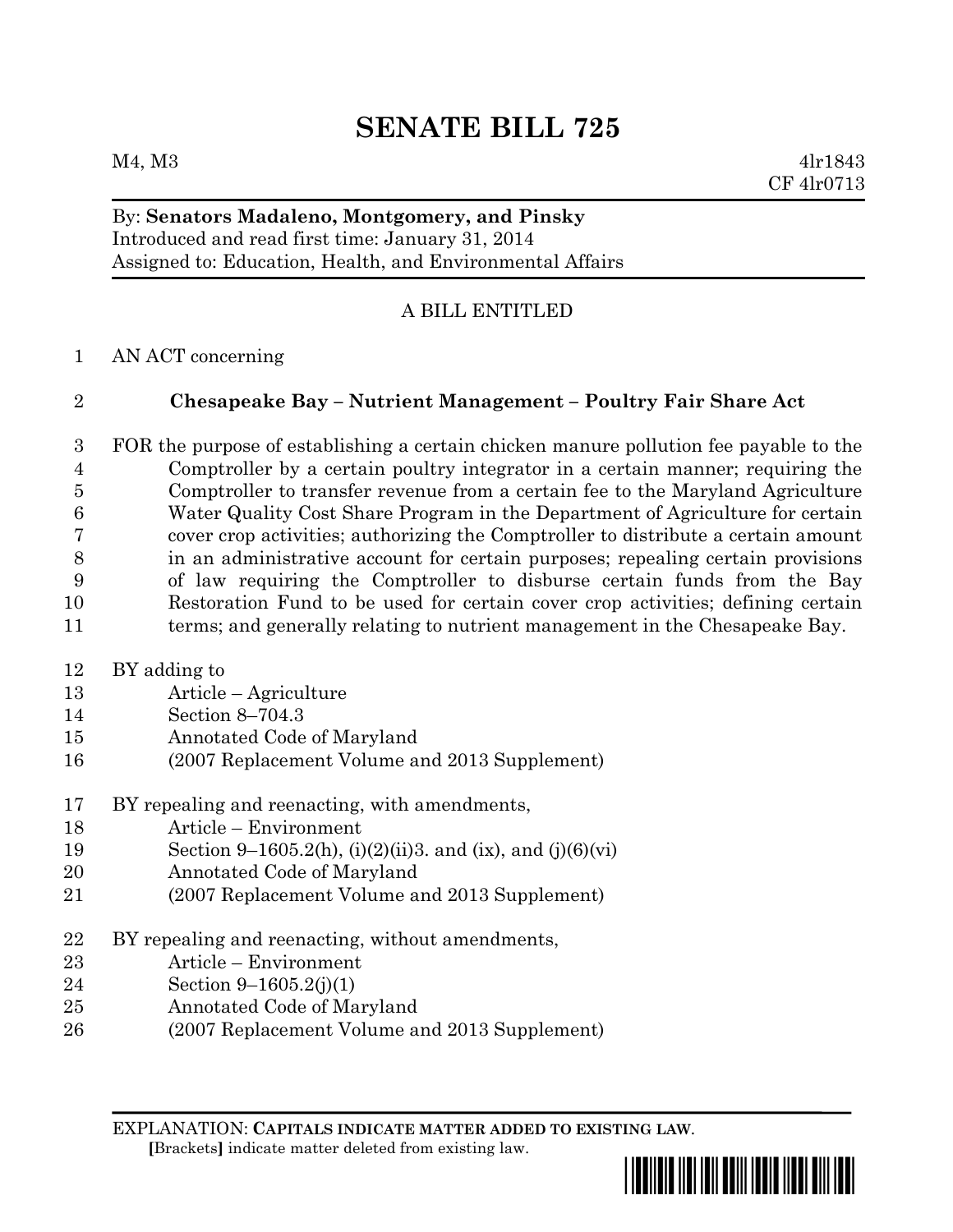# SENATE BILL 725

M4, M3 4lr1843
CF 4lr0713

By: **Senators Madaleno, Montgomery, and Pinsky**
Introduced and read first time: January 31, 2014
Assigned to: Education, Health, and Environmental Affairs

A BILL ENTITLED

1 AN ACT concerning

2 **Chesapeake Bay – Nutrient Management – Poultry Fair Share Act**

3 FOR the purpose of establishing a certain chicken manure pollution fee payable to the
4 Comptroller by a certain poultry integrator in a certain manner; requiring the
5 Comptroller to transfer revenue from a certain fee to the Maryland Agriculture
6 Water Quality Cost Share Program in the Department of Agriculture for certain
7 cover crop activities; authorizing the Comptroller to distribute a certain amount
8 in an administrative account for certain purposes; repealing certain provisions
9 of law requiring the Comptroller to disburse certain funds from the Bay
10 Restoration Fund to be used for certain cover crop activities; defining certain
11 terms; and generally relating to nutrient management in the Chesapeake Bay.

12 BY adding to
13 Article – Agriculture
14 Section 8–704.3
15 Annotated Code of Maryland
16 (2007 Replacement Volume and 2013 Supplement)

17 BY repealing and reenacting, with amendments,
18 Article – Environment
19 Section 9–1605.2(h), (i)(2)(ii)3. and (ix), and (j)(6)(vi)
20 Annotated Code of Maryland
21 (2007 Replacement Volume and 2013 Supplement)

22 BY repealing and reenacting, without amendments,
23 Article – Environment
24 Section 9–1605.2(j)(1)
25 Annotated Code of Maryland
26 (2007 Replacement Volume and 2013 Supplement)

EXPLANATION: **CAPITALS INDICATE MATTER ADDED TO EXISTING LAW.**
**[**Brackets**]** indicate matter deleted from existing law.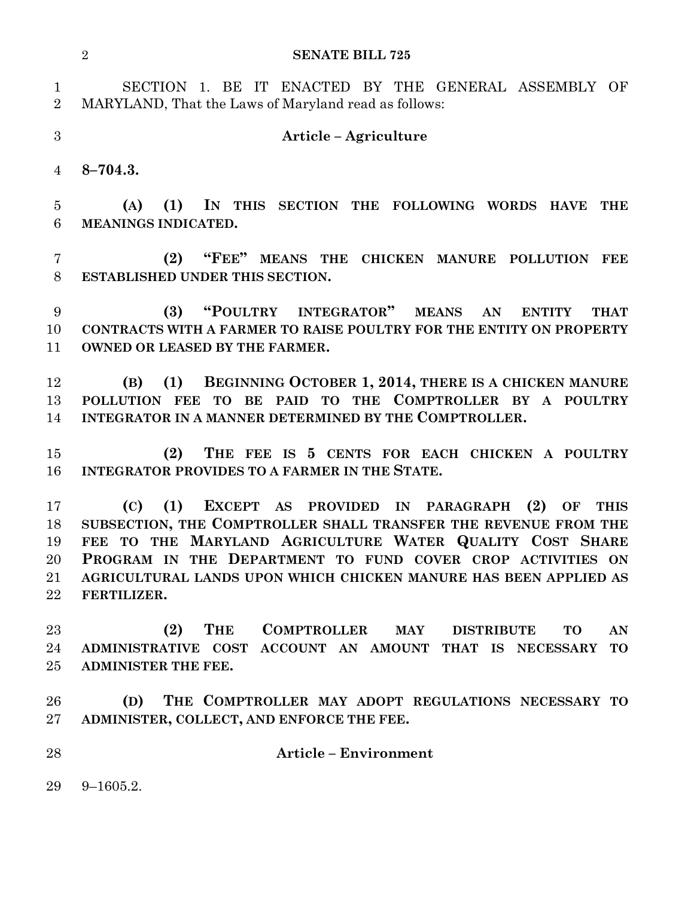SECTION 1. BE IT ENACTED BY THE GENERAL ASSEMBLY OF MARYLAND, That the Laws of Maryland read as follows:

**Article – Agriculture**

**8–704.3.**

**(A) (1) IN THIS SECTION THE FOLLOWING WORDS HAVE THE MEANINGS INDICATED.**

**(2) "FEE" MEANS THE CHICKEN MANURE POLLUTION FEE ESTABLISHED UNDER THIS SECTION.**

**(3) "POULTRY INTEGRATOR" MEANS AN ENTITY THAT CONTRACTS WITH A FARMER TO RAISE POULTRY FOR THE ENTITY ON PROPERTY OWNED OR LEASED BY THE FARMER.**

**(B) (1) BEGINNING OCTOBER 1, 2014, THERE IS A CHICKEN MANURE POLLUTION FEE TO BE PAID TO THE COMPTROLLER BY A POULTRY INTEGRATOR IN A MANNER DETERMINED BY THE COMPTROLLER.**

**(2) THE FEE IS 5 CENTS FOR EACH CHICKEN A POULTRY INTEGRATOR PROVIDES TO A FARMER IN THE STATE.**

**(C) (1) EXCEPT AS PROVIDED IN PARAGRAPH (2) OF THIS SUBSECTION, THE COMPTROLLER SHALL TRANSFER THE REVENUE FROM THE FEE TO THE MARYLAND AGRICULTURE WATER QUALITY COST SHARE PROGRAM IN THE DEPARTMENT TO FUND COVER CROP ACTIVITIES ON AGRICULTURAL LANDS UPON WHICH CHICKEN MANURE HAS BEEN APPLIED AS FERTILIZER.**

**(2) THE COMPTROLLER MAY DISTRIBUTE TO AN ADMINISTRATIVE COST ACCOUNT AN AMOUNT THAT IS NECESSARY TO ADMINISTER THE FEE.**

**(D) THE COMPTROLLER MAY ADOPT REGULATIONS NECESSARY TO ADMINISTER, COLLECT, AND ENFORCE THE FEE.**

**Article – Environment**

9–1605.2.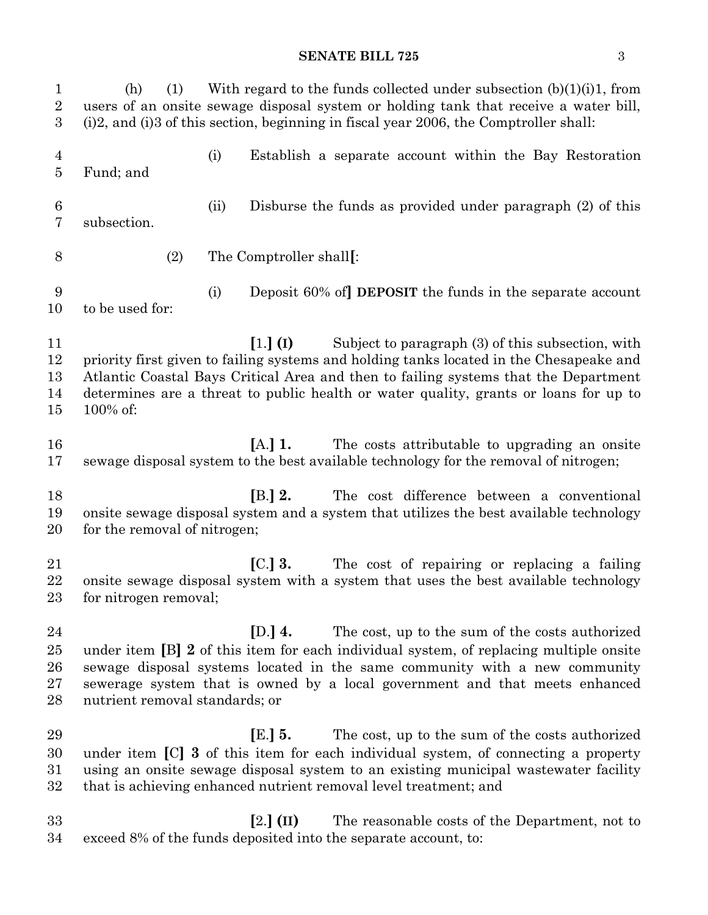(h) (1) With regard to the funds collected under subsection (b)(1)(i)1, from users of an onsite sewage disposal system or holding tank that receive a water bill, (i)2, and (i)3 of this section, beginning in fiscal year 2006, the Comptroller shall:

(i) Establish a separate account within the Bay Restoration Fund; and

(ii) Disburse the funds as provided under paragraph (2) of this subsection.

(2) The Comptroller shall**[**:

(i) Deposit 60% of**]** **DEPOSIT** the funds in the separate account to be used for:

**[**1.**]** **(I)** Subject to paragraph (3) of this subsection, with priority first given to failing systems and holding tanks located in the Chesapeake and Atlantic Coastal Bays Critical Area and then to failing systems that the Department determines are a threat to public health or water quality, grants or loans for up to 100% of:

**[**A.**]** **1.** The costs attributable to upgrading an onsite sewage disposal system to the best available technology for the removal of nitrogen;

**[**B.**]** **2.** The cost difference between a conventional onsite sewage disposal system and a system that utilizes the best available technology for the removal of nitrogen;

**[**C.**]** **3.** The cost of repairing or replacing a failing onsite sewage disposal system with a system that uses the best available technology for nitrogen removal;

**[**D.**]** **4.** The cost, up to the sum of the costs authorized under item **[**B**]** **2** of this item for each individual system, of replacing multiple onsite sewage disposal systems located in the same community with a new community sewerage system that is owned by a local government and that meets enhanced nutrient removal standards; or

**[**E.**]** **5.** The cost, up to the sum of the costs authorized under item **[**C**]** **3** of this item for each individual system, of connecting a property using an onsite sewage disposal system to an existing municipal wastewater facility that is achieving enhanced nutrient removal level treatment; and

**[**2.**]** **(II)** The reasonable costs of the Department, not to exceed 8% of the funds deposited into the separate account, to: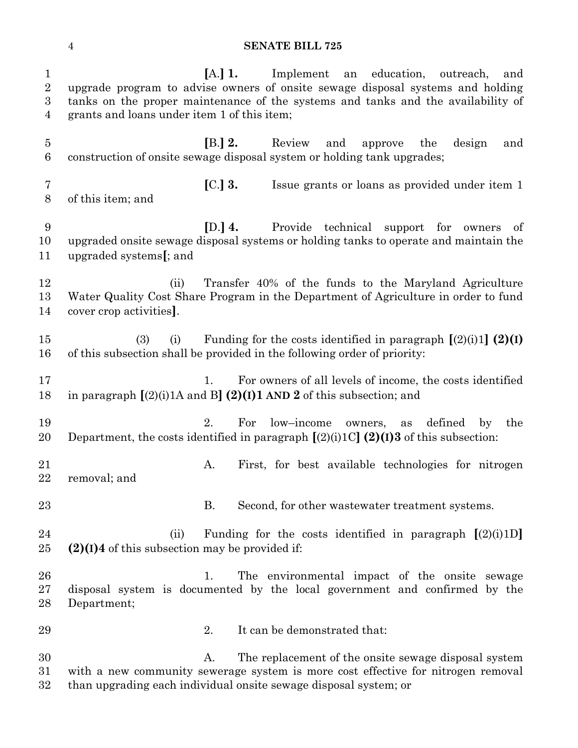**[**A.**] 1.** Implement an education, outreach, and upgrade program to advise owners of onsite sewage disposal systems and holding tanks on the proper maintenance of the systems and tanks and the availability of grants and loans under item 1 of this item;

**[**B.**] 2.** Review and approve the design and construction of onsite sewage disposal system or holding tank upgrades;

**[**C.**] 3.** Issue grants or loans as provided under item 1 of this item; and

**[**D.**] 4.** Provide technical support for owners of upgraded onsite sewage disposal systems or holding tanks to operate and maintain the upgraded systems**[**; and

(ii) Transfer 40% of the funds to the Maryland Agriculture Water Quality Cost Share Program in the Department of Agriculture in order to fund cover crop activities**]**.

(3) (i) Funding for the costs identified in paragraph **[**(2)(i)1**] (2)(I)** of this subsection shall be provided in the following order of priority:

1. For owners of all levels of income, the costs identified in paragraph **[**(2)(i)1A and B**] (2)(I)1 AND 2** of this subsection; and

2. For low–income owners, as defined by the Department, the costs identified in paragraph **[**(2)(i)1C**] (2)(I)3** of this subsection:

A. First, for best available technologies for nitrogen removal; and

B. Second, for other wastewater treatment systems.

(ii) Funding for the costs identified in paragraph **[**(2)(i)1D**] (2)(I)4** of this subsection may be provided if:

1. The environmental impact of the onsite sewage disposal system is documented by the local government and confirmed by the Department;

2. It can be demonstrated that:

A. The replacement of the onsite sewage disposal system with a new community sewerage system is more cost effective for nitrogen removal than upgrading each individual onsite sewage disposal system; or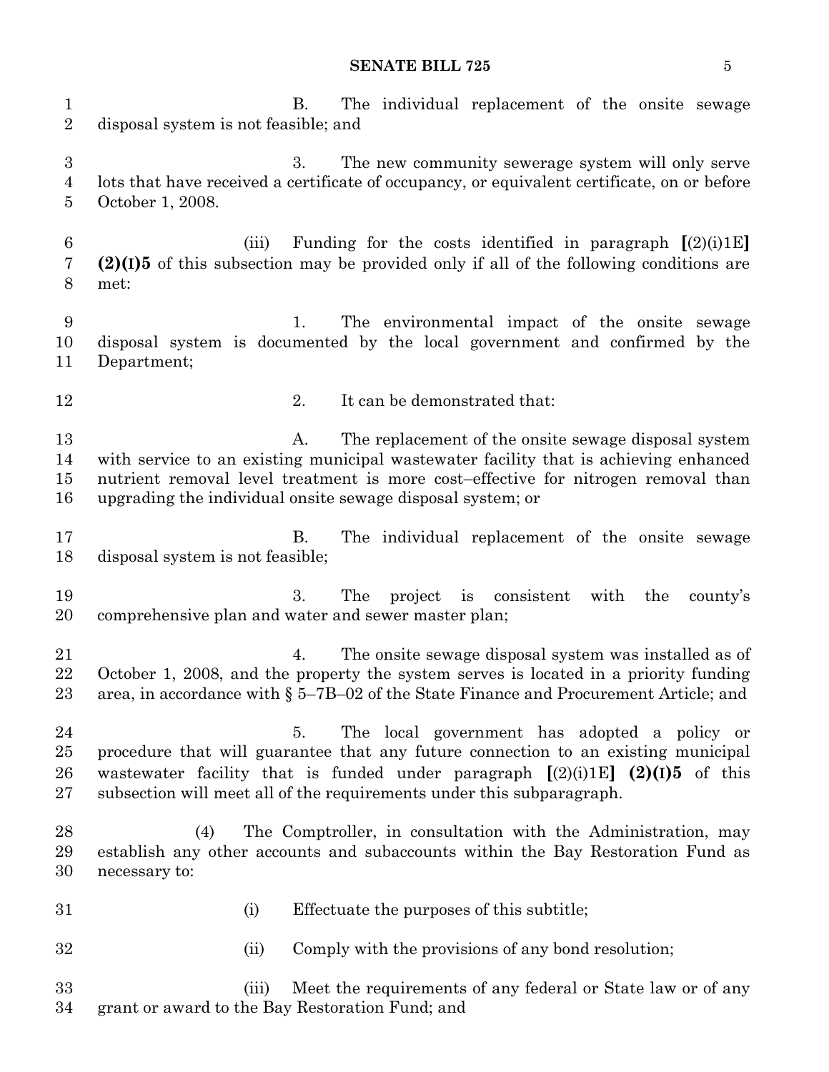B. The individual replacement of the onsite sewage disposal system is not feasible; and

3. The new community sewerage system will only serve lots that have received a certificate of occupancy, or equivalent certificate, on or before October 1, 2008.

(iii) Funding for the costs identified in paragraph **[**(2)(i)1E**]** **(2)(I)5** of this subsection may be provided only if all of the following conditions are met:

1. The environmental impact of the onsite sewage disposal system is documented by the local government and confirmed by the Department;

2. It can be demonstrated that:

A. The replacement of the onsite sewage disposal system with service to an existing municipal wastewater facility that is achieving enhanced nutrient removal level treatment is more cost–effective for nitrogen removal than upgrading the individual onsite sewage disposal system; or

B. The individual replacement of the onsite sewage disposal system is not feasible;

3. The project is consistent with the county's comprehensive plan and water and sewer master plan;

4. The onsite sewage disposal system was installed as of October 1, 2008, and the property the system serves is located in a priority funding area, in accordance with § 5–7B–02 of the State Finance and Procurement Article; and

5. The local government has adopted a policy or procedure that will guarantee that any future connection to an existing municipal wastewater facility that is funded under paragraph **[**(2)(i)1E**]** **(2)(I)5** of this subsection will meet all of the requirements under this subparagraph.

(4) The Comptroller, in consultation with the Administration, may establish any other accounts and subaccounts within the Bay Restoration Fund as necessary to:

(i) Effectuate the purposes of this subtitle;

(ii) Comply with the provisions of any bond resolution;

(iii) Meet the requirements of any federal or State law or of any grant or award to the Bay Restoration Fund; and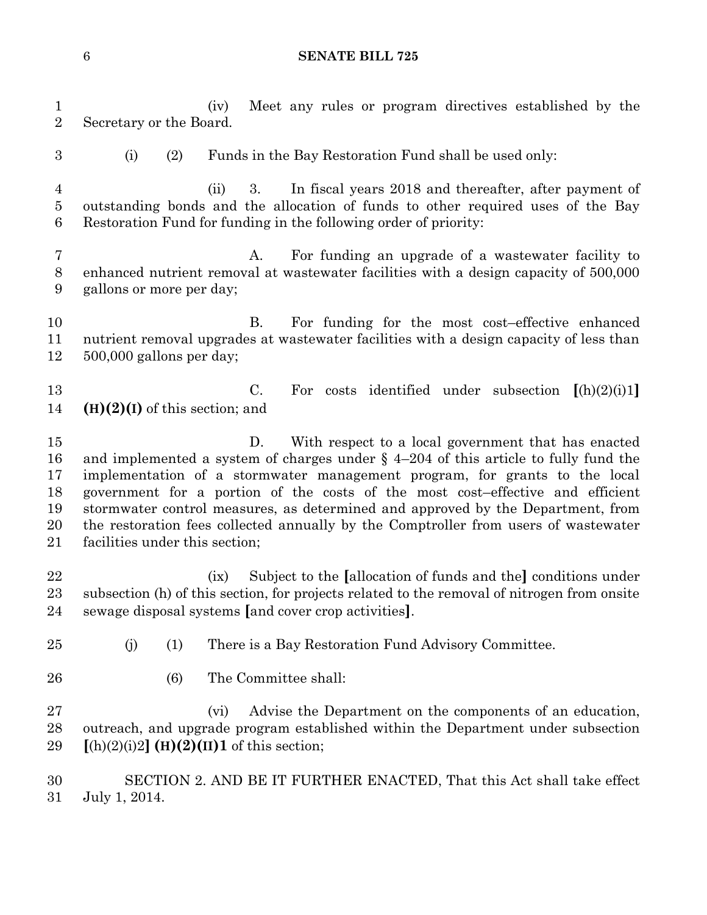(iv) Meet any rules or program directives established by the Secretary or the Board.

(i) (2) Funds in the Bay Restoration Fund shall be used only:

(ii) 3. In fiscal years 2018 and thereafter, after payment of outstanding bonds and the allocation of funds to other required uses of the Bay Restoration Fund for funding in the following order of priority:

A. For funding an upgrade of a wastewater facility to enhanced nutrient removal at wastewater facilities with a design capacity of 500,000 gallons or more per day;

B. For funding for the most cost–effective enhanced nutrient removal upgrades at wastewater facilities with a design capacity of less than 500,000 gallons per day;

C. For costs identified under subsection **[**(h)(2)(i)1**]** **(H)(2)(I)** of this section; and

D. With respect to a local government that has enacted and implemented a system of charges under § 4–204 of this article to fully fund the implementation of a stormwater management program, for grants to the local government for a portion of the costs of the most cost–effective and efficient stormwater control measures, as determined and approved by the Department, from the restoration fees collected annually by the Comptroller from users of wastewater facilities under this section;

(ix) Subject to the **[**allocation of funds and the**]** conditions under subsection (h) of this section, for projects related to the removal of nitrogen from onsite sewage disposal systems **[**and cover crop activities**]**.

(j) (1) There is a Bay Restoration Fund Advisory Committee.

(6) The Committee shall:

(vi) Advise the Department on the components of an education, outreach, and upgrade program established within the Department under subsection **[**(h)(2)(i)2**]** **(H)(2)(II)1** of this section;

SECTION 2. AND BE IT FURTHER ENACTED, That this Act shall take effect July 1, 2014.